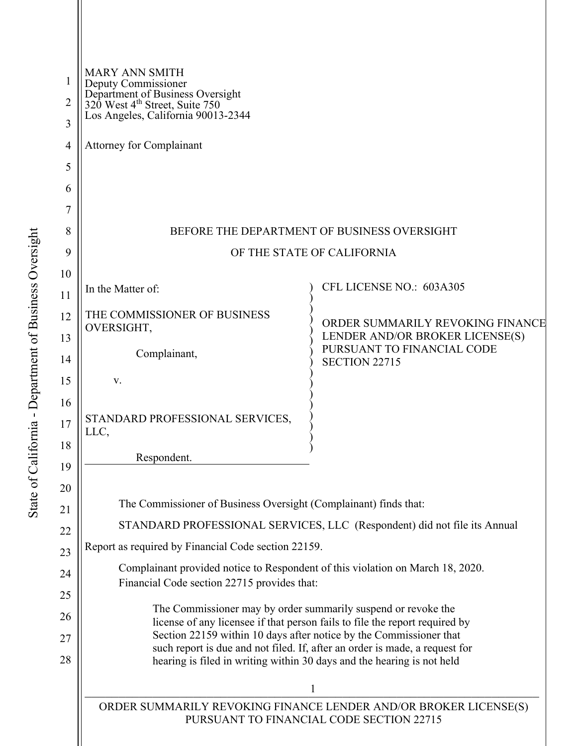MARY ANN SMITH
Deputy Commissioner
Department of Business Oversight
320 West 4th Street, Suite 750
Los Angeles, California 90013-2344

Attorney for Complainant

BEFORE THE DEPARTMENT OF BUSINESS OVERSIGHT

OF THE STATE OF CALIFORNIA

| | |
|---|---|
| In the Matter of:<br><br>THE COMMISSIONER OF BUSINESS OVERSIGHT,<br><br>Complainant,<br><br>v.<br><br>STANDARD PROFESSIONAL SERVICES, LLC,<br><br>Respondent. | CFL LICENSE NO.: 603A305<br><br>ORDER SUMMARILY REVOKING FINANCE LENDER AND/OR BROKER LICENSE(S) PURSUANT TO FINANCIAL CODE SECTION 22715 |

The Commissioner of Business Oversight (Complainant) finds that:

STANDARD PROFESSIONAL SERVICES, LLC (Respondent) did not file its Annual Report as required by Financial Code section 22159.

Complainant provided notice to Respondent of this violation on March 18, 2020. Financial Code section 22715 provides that:

> The Commissioner may by order summarily suspend or revoke the license of any licensee if that person fails to file the report required by Section 22159 within 10 days after notice by the Commissioner that such report is due and not filed. If, after an order is made, a request for hearing is filed in writing within 30 days and the hearing is not held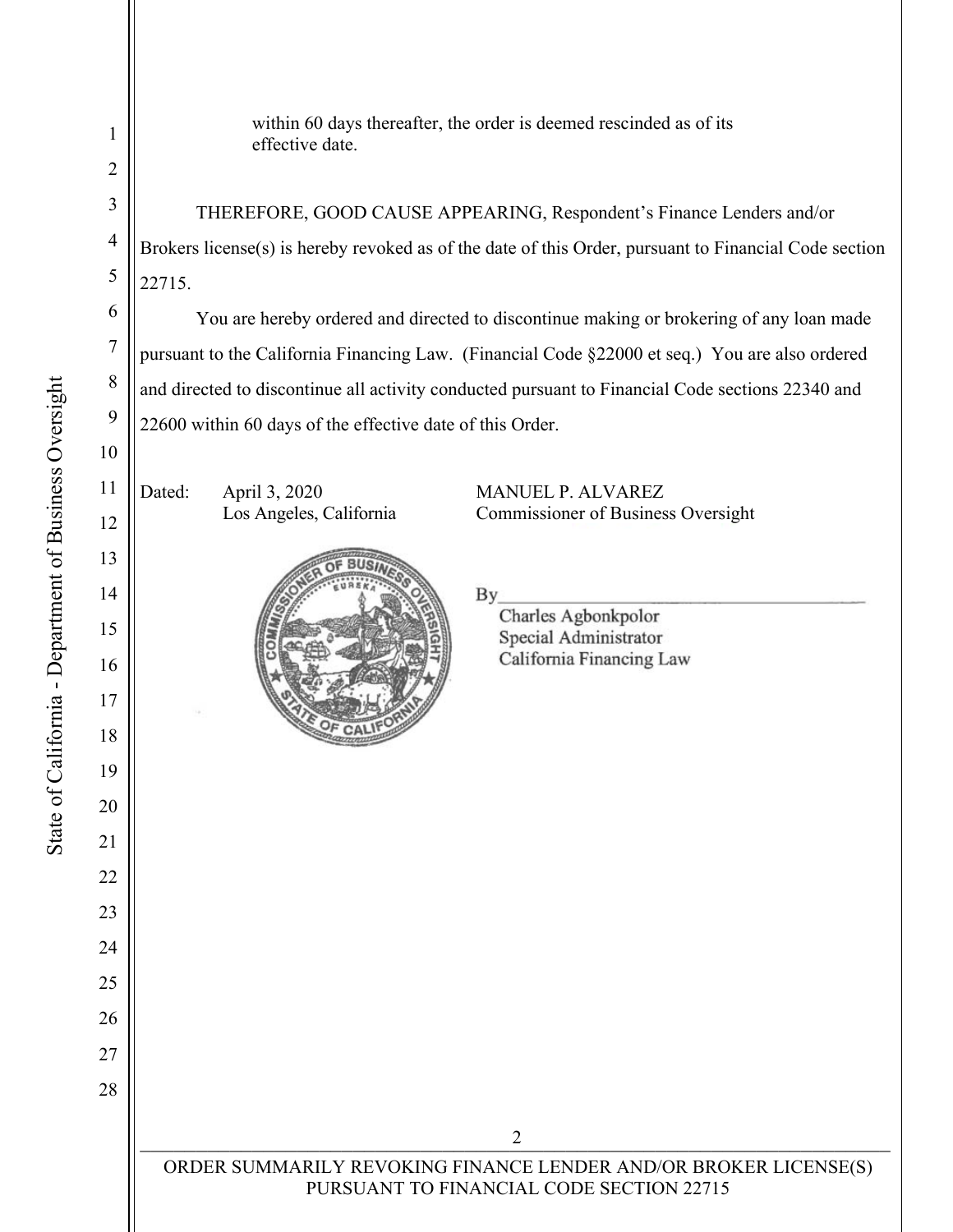within 60 days thereafter, the order is deemed rescinded as of its effective date.

THEREFORE, GOOD CAUSE APPEARING, Respondent's Finance Lenders and/or Brokers license(s) is hereby revoked as of the date of this Order, pursuant to Financial Code section 22715.

You are hereby ordered and directed to discontinue making or brokering of any loan made pursuant to the California Financing Law. (Financial Code §22000 et seq.) You are also ordered and directed to discontinue all activity conducted pursuant to Financial Code sections 22340 and 22600 within 60 days of the effective date of this Order.

Dated: April 3, 2020
Los Angeles, California

MANUEL P. ALVAREZ
Commissioner of Business Oversight

By\_\_\_\_\_\_\_\_\_\_\_\_\_\_\_\_\_\_\_\_\_\_\_\_\_\_\_\_\_\_
Charles Agbonkpolor
Special Administrator
California Financing Law

ORDER SUMMARILY REVOKING FINANCE LENDER AND/OR BROKER LICENSE(S) PURSUANT TO FINANCIAL CODE SECTION 22715